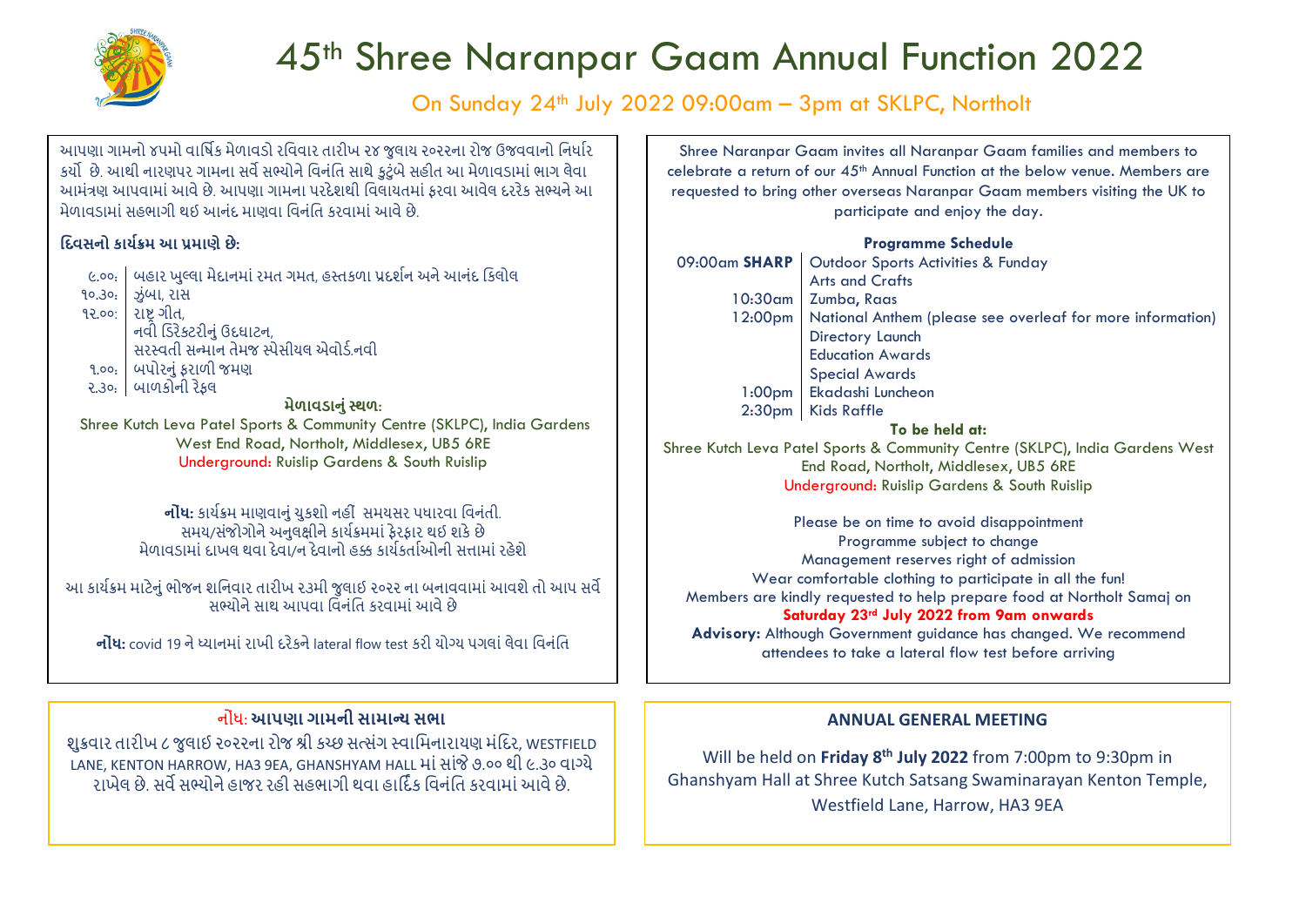# 45th Shree Naranpar Gaam Annual Function 2022

## On Sunday 24th July 2022 09:00am – 3pm at SKLPC, Northolt

આપણા ગામનો ૪૫મો વાર્ષિક મેળાવડો રવિવાર તારીખ ૨૪ જુલાય ૨૦૨૨ના રોજ ઉજવવાનો નિર્ધાર કર્યો છે. આથી નારણપર ગામના સર્વે સભ્યોને વિનંતિ સાથે કુટુંબે સહીત આ મેળાવડામાં ભાગ લેવા આમંત્રણ આપવામાં આવે છે. આપણા ગામના પરદેશથી વિલાયતમાં ફરવા આવેલ દરેક સભ્યને આ મેળાવડામાં સહભાગી થઇ આનંદ માણવા વિનંતિ કરવામાં આવે છે.

**દિવસનો કાર્યક્રમ આ પ્રમાણે છે:**

| | |
|---|---|
| ૯.૦૦: | બહાર ખુલ્લા મેદાનમાં રમત ગમત, હસ્તકળા પ્રદર્શન અને આનંદ કિલોલ |
| ૧૦.૩૦: | ઝુંબા, રાસ |
| ૧૨.૦૦: | રાષ્ટ્ર ગીત,<br>નવી ડિરેક્ટરીનું ઉદઘાટન,<br>સરસ્વતી સન્માન તેમજ સ્પેસીયલ એવોર્ડ.નવી |
| ૧.૦૦: | બપોરનું ફરાળી જમણ |
| ૨.૩૦: | બાળકોની રેફલ |

**મેળાવડાનું સ્થળ:**
Shree Kutch Leva Patel Sports & Community Centre (SKLPC), India Gardens West End Road, Northolt, Middlesex, UB5 6RE
Underground: Ruislip Gardens & South Ruislip

**નોંધ:** કાર્યક્રમ માણવાનું ચુકશો નહીં સમયસર પધારવા વિનંતી.
સમય/સંજોગોને અનુલક્ષીને કાર્યક્રમમાં ફેરફાર થઇ શકે છે
મેળાવડામાં દાખલ થવા દેવા/ન દેવાનો હક્ક કાર્યકર્તાઓની સત્તામાં રહેશે

આ કાર્યક્રમ માટેનું ભોજન શનિવાર તારીખ ૨૩મી જુલાઈ ૨૦૨૨ ના બનાવવામાં આવશે તો આપ સર્વે સભ્યોને સાથ આપવા વિનંતિ કરવામાં આવે છે

**નોંધ:** covid 19 ને ધ્યાનમાં રાખી દરેકને lateral flow test કરી યોગ્ય પગલાં લેવા વિનંતિ

Shree Naranpar Gaam invites all Naranpar Gaam families and members to celebrate a return of our 45th Annual Function at the below venue. Members are requested to bring other overseas Naranpar Gaam members visiting the UK to participate and enjoy the day.

**Programme Schedule**

| | |
|---|---|
| 09:00am **SHARP** | Outdoor Sports Activities & Funday<br>Arts and Crafts |
| 10:30am | Zumba, Raas |
| 12:00pm | National Anthem (please see overleaf for more information)<br>Directory Launch<br>Education Awards<br>Special Awards |
| 1:00pm | Ekadashi Luncheon |
| 2:30pm | Kids Raffle |

**To be held at:**
Shree Kutch Leva Patel Sports & Community Centre (SKLPC), India Gardens West End Road, Northolt, Middlesex, UB5 6RE
Underground: Ruislip Gardens & South Ruislip

Please be on time to avoid disappointment
Programme subject to change
Management reserves right of admission
Wear comfortable clothing to participate in all the fun!
Members are kindly requested to help prepare food at Northolt Samaj on
**Saturday 23rd July 2022 from 9am onwards**
**Advisory:** Although Government guidance has changed. We recommend attendees to take a lateral flow test before arriving

### નોંધ: આપણા ગામની સામાન્ય સભા

શુક્રવાર તારીખ ૮ જુલાઈ ૨૦૨૨ના રોજ શ્રી કચ્છ સત્સંગ સ્વામિનારાયણ મંદિર, WESTFIELD LANE, KENTON HARROW, HA3 9EA, GHANSHYAM HALL માં સાંજે ૭.૦૦ થી ૯.૩૦ વાગ્યે રાખેલ છે. સર્વે સભ્યોને હાજર રહી સહભાગી થવા હાર્દિક વિનંતિ કરવામાં આવે છે.

### ANNUAL GENERAL MEETING

Will be held on **Friday 8th July 2022** from 7:00pm to 9:30pm in Ghanshyam Hall at Shree Kutch Satsang Swaminarayan Kenton Temple, Westfield Lane, Harrow, HA3 9EA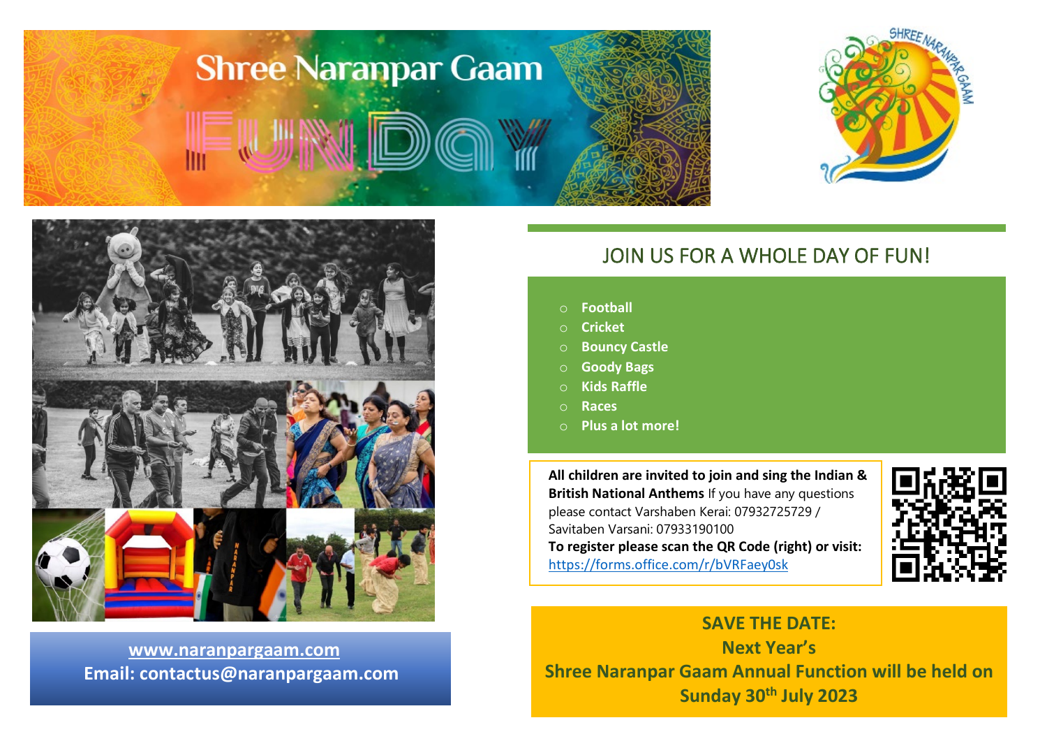# Shree Naranpar Gaam

# FUN DAY

SHREE NARANPAR GAAM

## JOIN US FOR A WHOLE DAY OF FUN!

- Football
- Cricket
- Bouncy Castle
- Goody Bags
- Kids Raffle
- Races
- Plus a lot more!

**All children are invited to join and sing the Indian & British National Anthems** If you have any questions please contact Varshaben Kerai: 07932725729 / Savitaben Varsani: 07933190100

**To register please scan the QR Code (right) or visit:**
https://forms.office.com/r/bVRFaey0sk

**www.naranpargaam.com**
**Email: contactus@naranpargaam.com**

**SAVE THE DATE:**
**Next Year's**
**Shree Naranpar Gaam Annual Function will be held on Sunday 30th July 2023**